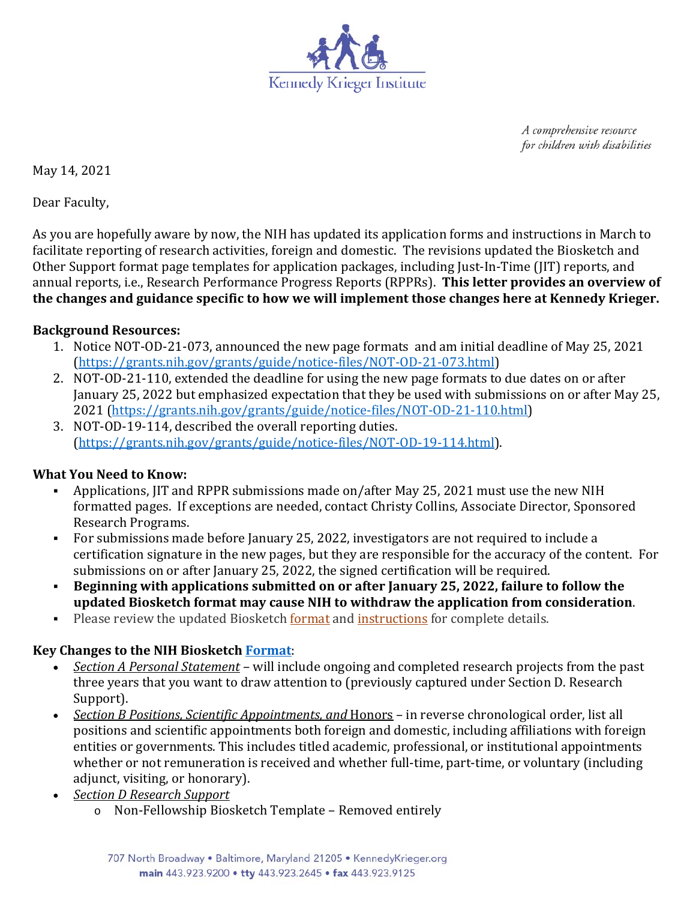Kennedy Krieger Institute

*A comprehensive resource for children with disabilities*

May 14, 2021

Dear Faculty,

As you are hopefully aware by now, the NIH has updated its application forms and instructions in March to facilitate reporting of research activities, foreign and domestic. The revisions updated the Biosketch and Other Support format page templates for application packages, including Just-In-Time (JIT) reports, and annual reports, i.e., Research Performance Progress Reports (RPPRs). **This letter provides an overview of the changes and guidance specific to how we will implement those changes here at Kennedy Krieger.**

**Background Resources:**

1. Notice NOT-OD-21-073, announced the new page formats and am initial deadline of May 25, 2021 (https://grants.nih.gov/grants/guide/notice-files/NOT-OD-21-073.html)
2. NOT-OD-21-110, extended the deadline for using the new page formats to due dates on or after January 25, 2022 but emphasized expectation that they be used with submissions on or after May 25, 2021 (https://grants.nih.gov/grants/guide/notice-files/NOT-OD-21-110.html)
3. NOT-OD-19-114, described the overall reporting duties. (https://grants.nih.gov/grants/guide/notice-files/NOT-OD-19-114.html).

**What You Need to Know:**

- Applications, JIT and RPPR submissions made on/after May 25, 2021 must use the new NIH formatted pages. If exceptions are needed, contact Christy Collins, Associate Director, Sponsored Research Programs.
- For submissions made before January 25, 2022, investigators are not required to include a certification signature in the new pages, but they are responsible for the accuracy of the content. For submissions on or after January 25, 2022, the signed certification will be required.
- **Beginning with applications submitted on or after January 25, 2022, failure to follow the updated Biosketch format may cause NIH to withdraw the application from consideration**.
- Please review the updated Biosketch format and instructions for complete details.

**Key Changes to the NIH Biosketch Format:**

- *Section A Personal Statement* – will include ongoing and completed research projects from the past three years that you want to draw attention to (previously captured under Section D. Research Support).
- *Section B Positions, Scientific Appointments, and* Honors – in reverse chronological order, list all positions and scientific appointments both foreign and domestic, including affiliations with foreign entities or governments. This includes titled academic, professional, or institutional appointments whether or not remuneration is received and whether full-time, part-time, or voluntary (including adjunct, visiting, or honorary).
- *Section D Research Support*
  - Non-Fellowship Biosketch Template – Removed entirely

707 North Broadway • Baltimore, Maryland 21205 • KennedyKrieger.org
main 443.923.9200 • tty 443.923.2645 • fax 443.923.9125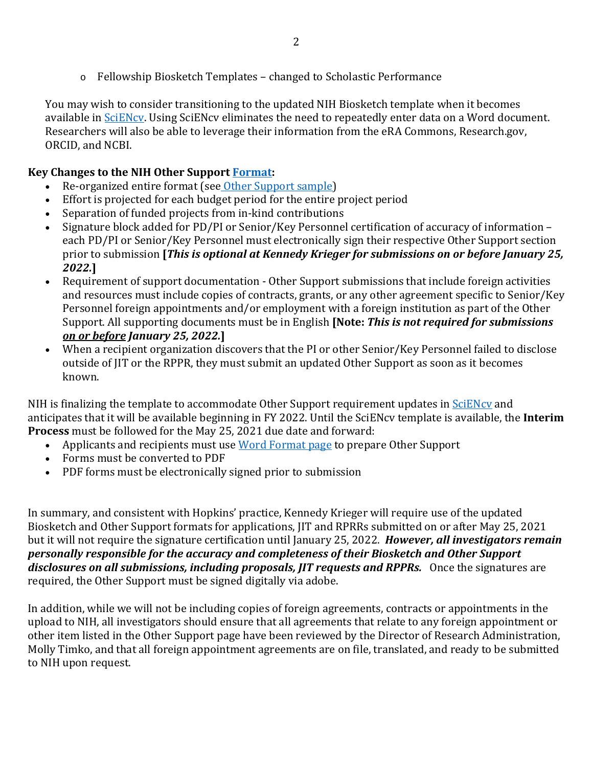- Fellowship Biosketch Templates – changed to Scholastic Performance

You may wish to consider transitioning to the updated NIH Biosketch template when it becomes available in SciENcv. Using SciENcv eliminates the need to repeatedly enter data on a Word document. Researchers will also be able to leverage their information from the eRA Commons, Research.gov, ORCID, and NCBI.

**Key Changes to the NIH Other Support Format:**

- Re-organized entire format (see Other Support sample)
- Effort is projected for each budget period for the entire project period
- Separation of funded projects from in-kind contributions
- Signature block added for PD/PI or Senior/Key Personnel certification of accuracy of information – each PD/PI or Senior/Key Personnel must electronically sign their respective Other Support section prior to submission **[*This is optional at Kennedy Krieger for submissions on or before January 25, 2022.*]**
- Requirement of support documentation - Other Support submissions that include foreign activities and resources must include copies of contracts, grants, or any other agreement specific to Senior/Key Personnel foreign appointments and/or employment with a foreign institution as part of the Other Support. All supporting documents must be in English **[Note: *This is not required for submissions <u>on or before</u> January 25, 2022.*]**
- When a recipient organization discovers that the PI or other Senior/Key Personnel failed to disclose outside of JIT or the RPPR, they must submit an updated Other Support as soon as it becomes known.

NIH is finalizing the template to accommodate Other Support requirement updates in SciENcv and anticipates that it will be available beginning in FY 2022. Until the SciENcv template is available, the **Interim Process** must be followed for the May 25, 2021 due date and forward:

- Applicants and recipients must use Word Format page to prepare Other Support
- Forms must be converted to PDF
- PDF forms must be electronically signed prior to submission

In summary, and consistent with Hopkins' practice, Kennedy Krieger will require use of the updated Biosketch and Other Support formats for applications, JIT and RPRRs submitted on or after May 25, 2021 but it will not require the signature certification until January 25, 2022. ***However, all investigators remain personally responsible for the accuracy and completeness of their Biosketch and Other Support disclosures on all submissions, including proposals, JIT requests and RPPRs.*** Once the signatures are required, the Other Support must be signed digitally via adobe.

In addition, while we will not be including copies of foreign agreements, contracts or appointments in the upload to NIH, all investigators should ensure that all agreements that relate to any foreign appointment or other item listed in the Other Support page have been reviewed by the Director of Research Administration, Molly Timko, and that all foreign appointment agreements are on file, translated, and ready to be submitted to NIH upon request.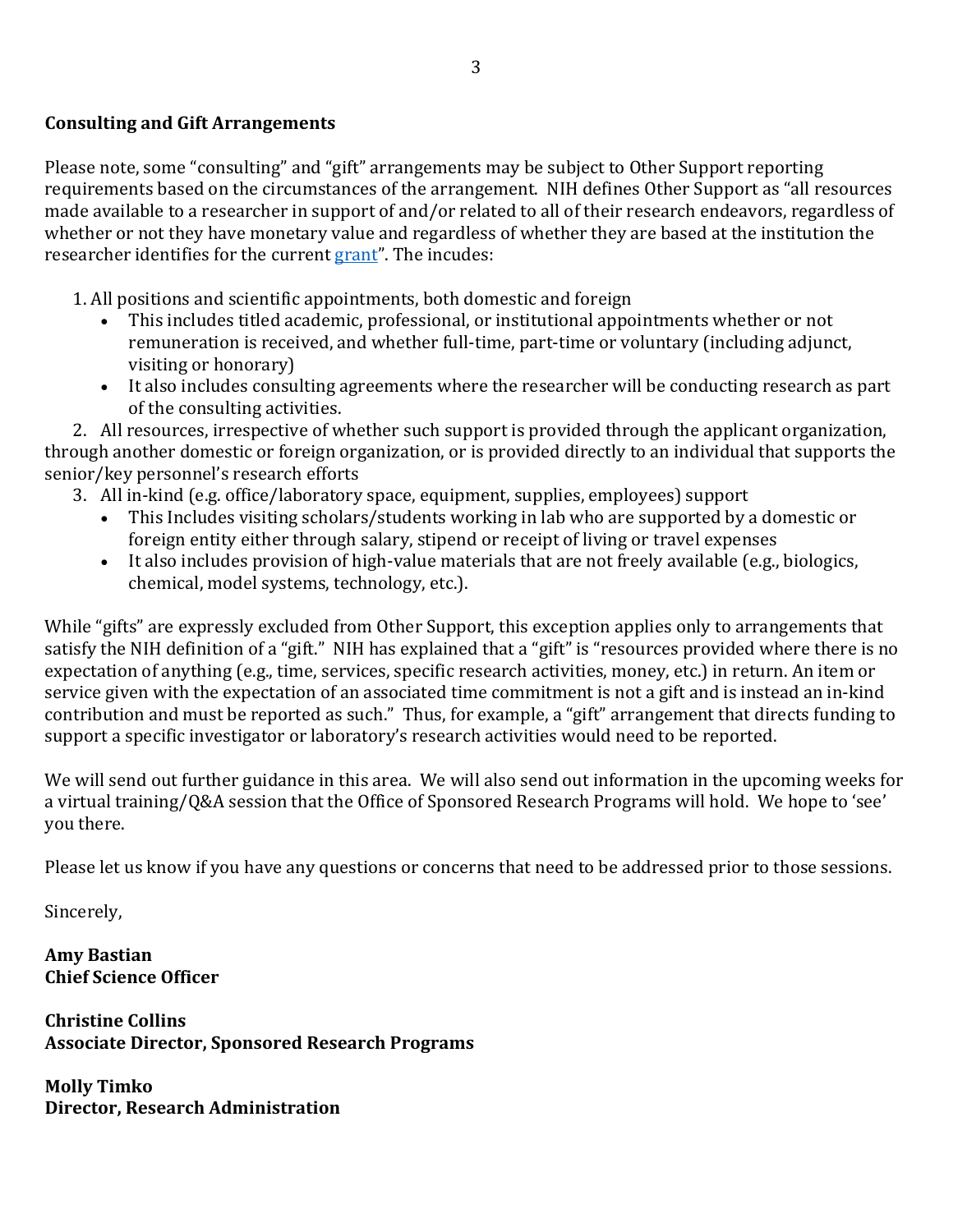**Consulting and Gift Arrangements**

Please note, some "consulting" and "gift" arrangements may be subject to Other Support reporting requirements based on the circumstances of the arrangement. NIH defines Other Support as "all resources made available to a researcher in support of and/or related to all of their research endeavors, regardless of whether or not they have monetary value and regardless of whether they are based at the institution the researcher identifies for the current grant". The incudes:

1. All positions and scientific appointments, both domestic and foreign
    - This includes titled academic, professional, or institutional appointments whether or not remuneration is received, and whether full-time, part-time or voluntary (including adjunct, visiting or honorary)
    - It also includes consulting agreements where the researcher will be conducting research as part of the consulting activities.
2. All resources, irrespective of whether such support is provided through the applicant organization, through another domestic or foreign organization, or is provided directly to an individual that supports the senior/key personnel's research efforts
3. All in-kind (e.g. office/laboratory space, equipment, supplies, employees) support
    - This Includes visiting scholars/students working in lab who are supported by a domestic or foreign entity either through salary, stipend or receipt of living or travel expenses
    - It also includes provision of high-value materials that are not freely available (e.g., biologics, chemical, model systems, technology, etc.).

While "gifts" are expressly excluded from Other Support, this exception applies only to arrangements that satisfy the NIH definition of a "gift." NIH has explained that a "gift" is "resources provided where there is no expectation of anything (e.g., time, services, specific research activities, money, etc.) in return. An item or service given with the expectation of an associated time commitment is not a gift and is instead an in-kind contribution and must be reported as such." Thus, for example, a "gift" arrangement that directs funding to support a specific investigator or laboratory's research activities would need to be reported.

We will send out further guidance in this area. We will also send out information in the upcoming weeks for a virtual training/Q&A session that the Office of Sponsored Research Programs will hold. We hope to 'see' you there.

Please let us know if you have any questions or concerns that need to be addressed prior to those sessions.

Sincerely,

**Amy Bastian**
**Chief Science Officer**

**Christine Collins**
**Associate Director, Sponsored Research Programs**

**Molly Timko**
**Director, Research Administration**